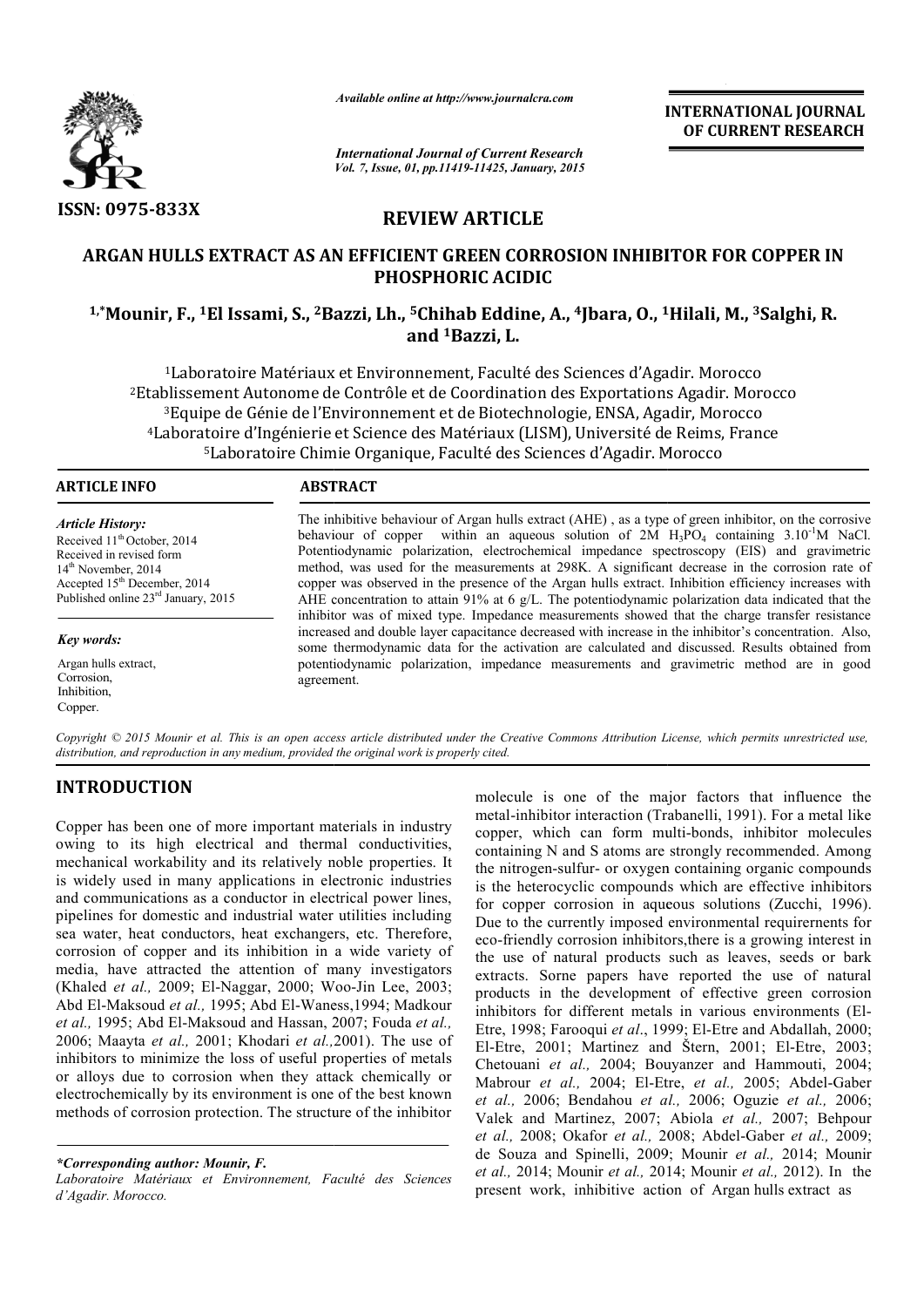ISSN: 0975-833X

*Available online at http://www.journalcra.com*

*International Journal of Current Research*
*Vol. 7, Issue, 01, pp.11419-11425, January, 2015*

**INTERNATIONAL JOURNAL OF CURRENT RESEARCH**

## REVIEW ARTICLE

# ARGAN HULLS EXTRACT AS AN EFFICIENT GREEN CORROSION INHIBITOR FOR COPPER IN PHOSPHORIC ACIDIC

**[1,*]Mounir, F., [1]El Issami, S., [2]Bazzi, Lh., [5]Chihab Eddine, A., [4]Jbara, O., [1]Hilali, M., [3]Salghi, R. and [1]Bazzi, L.**

[1]Laboratoire Matériaux et Environnement, Faculté des Sciences d'Agadir. Morocco
[2]Etablissement Autonome de Contrôle et de Coordination des Exportations Agadir. Morocco
[3]Equipe de Génie de l'Environnement et de Biotechnologie, ENSA, Agadir, Morocco
[4]Laboratoire d'Ingénierie et Science des Matériaux (LISM), Université de Reims, France
[5]Laboratoire Chimie Organique, Faculté des Sciences d'Agadir. Morocco

**ARTICLE INFO**

*Article History:*
Received 11[th] October, 2014
Received in revised form
14[th] November, 2014
Accepted 15[th] December, 2014
Published online 23[rd] January, 2015

*Key words:*
Argan hulls extract,
Corrosion,
Inhibition,
Copper.

**ABSTRACT**

The inhibitive behaviour of Argan hulls extract (AHE) , as a type of green inhibitor, on the corrosive behaviour of copper within an aqueous solution of 2M $H_3PO_4$ containing $3.10^{-1}$M NaCl. Potentiodynamic polarization, electrochemical impedance spectroscopy (EIS) and gravimetric method, was used for the measurements at 298K. A significant decrease in the corrosion rate of copper was observed in the presence of the Argan hulls extract. Inhibition efficiency increases with AHE concentration to attain 91% at 6 g/L. The potentiodynamic polarization data indicated that the inhibitor was of mixed type. Impedance measurements showed that the charge transfer resistance increased and double layer capacitance decreased with increase in the inhibitor's concentration. Also, some thermodynamic data for the activation are calculated and discussed. Results obtained from potentiodynamic polarization, impedance measurements and gravimetric method are in good agreement.

*Copyright © 2015 Mounir et al. This is an open access article distributed under the Creative Commons Attribution License, which permits unrestricted use, distribution, and reproduction in any medium, provided the original work is properly cited.*

## INTRODUCTION

Copper has been one of more important materials in industry owing to its high electrical and thermal conductivities, mechanical workability and its relatively noble properties. It is widely used in many applications in electronic industries and communications as a conductor in electrical power lines, pipelines for domestic and industrial water utilities including sea water, heat conductors, heat exchangers, etc. Therefore, corrosion of copper and its inhibition in a wide variety of media, have attracted the attention of many investigators (Khaled *et al.,* 2009; El-Naggar, 2000; Woo-Jin Lee, 2003; Abd El-Maksoud *et al.,* 1995; Abd El-Waness,1994; Madkour *et al.,* 1995; Abd El-Maksoud and Hassan, 2007; Fouda *et al.,* 2006; Maayta *et al.,* 2001; Khodari *et al.,*2001). The use of inhibitors to minimize the loss of useful properties of metals or alloys due to corrosion when they attack chemically or electrochemically by its environment is one of the best known methods of corrosion protection. The structure of the inhibitor molecule is one of the major factors that influence the metal-inhibitor interaction (Trabanelli, 1991). For a metal like copper, which can form multi-bonds, inhibitor molecules containing N and S atoms are strongly recommended. Among the nitrogen-sulfur- or oxygen containing organic compounds is the heterocyclic compounds which are effective inhibitors for copper corrosion in aqueous solutions (Zucchi, 1996). Due to the currently imposed environmental requirernents for eco-friendly corrosion inhibitors,there is a growing interest in the use of natural products such as leaves, seeds or bark extracts. Sorne papers have reported the use of natural products in the development of effective green corrosion inhibitors for different metals in various environments (El-Etre, 1998; Farooqui *et al.*, 1999; El-Etre and Abdallah, 2000; El-Etre, 2001; Martinez and Štern, 2001; El-Etre, 2003; Chetouani *et al.,* 2004; Bouyanzer and Hammouti, 2004; Mabrour *et al.,* 2004; El-Etre, *et al.,* 2005; Abdel-Gaber *et al.,* 2006; Bendahou *et al.,* 2006; Oguzie *et al.,* 2006; Valek and Martinez, 2007; Abiola *et al.,* 2007; Behpour *et al.,* 2008; Okafor *et al.,* 2008; Abdel-Gaber *et al.,* 2009; de Souza and Spinelli, 2009; Mounir *et al.,* 2014; Mounir *et al.,* 2014; Mounir *et al.,* 2014; Mounir *et al.,* 2012). In the present work, inhibitive action of Argan hulls extract as

*\*Corresponding author: Mounir, F.*
*Laboratoire Matériaux et Environnement, Faculté des Sciences d'Agadir. Morocco.*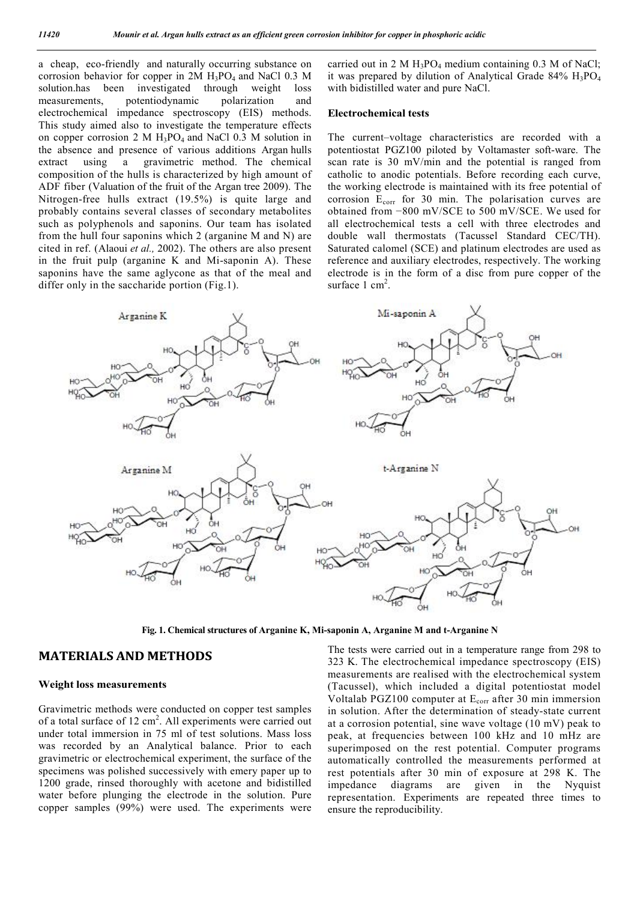a cheap, eco-friendly and naturally occurring substance on corrosion behavior for copper in 2M $H_3PO_4$ and NaCl 0.3 M solution.has been investigated through weight loss measurements, potentiodynamic polarization and electrochemical impedance spectroscopy (EIS) methods. This study aimed also to investigate the temperature effects on copper corrosion 2 M $H_3PO_4$ and NaCl 0.3 M solution in the absence and presence of various additions Argan hulls extract using a gravimetric method. The chemical composition of the hulls is characterized by high amount of ADF fiber (Valuation of the fruit of the Argan tree 2009). The Nitrogen-free hulls extract (19.5%) is quite large and probably contains several classes of secondary metabolites such as polyphenols and saponins. Our team has isolated from the hull four saponins which 2 (arganine M and N) are cited in ref. (Alaoui *et al.,* 2002). The others are also present in the fruit pulp (arganine K and Mi-saponin A). These saponins have the same aglycone as that of the meal and differ only in the saccharide portion (Fig.1).

**Fig. 1. Chemical structures of Arganine K, Mi-saponin A, Arganine M and t-Arganine N**

## MATERIALS AND METHODS

### Weight loss measurements

Gravimetric methods were conducted on copper test samples of a total surface of 12 $cm^2$. All experiments were carried out under total immersion in 75 ml of test solutions. Mass loss was recorded by an Analytical balance. Prior to each gravimetric or electrochemical experiment, the surface of the specimens was polished successively with emery paper up to 1200 grade, rinsed thoroughly with acetone and bidistilled water before plunging the electrode in the solution. Pure copper samples (99%) were used. The experiments were carried out in 2 M $H_3PO_4$ medium containing 0.3 M of NaCl; it was prepared by dilution of Analytical Grade 84% $H_3PO_4$ with bidistilled water and pure NaCl.

### Electrochemical tests

The current–voltage characteristics are recorded with a potentiostat PGZ100 piloted by Voltamaster soft-ware. The scan rate is 30 mV/min and the potential is ranged from catholic to anodic potentials. Before recording each curve, the working electrode is maintained with its free potential of corrosion $E_{corr}$ for 30 min. The polarisation curves are obtained from −800 mV/SCE to 500 mV/SCE. We used for all electrochemical tests a cell with three electrodes and double wall thermostats (Tacussel Standard CEC/TH). Saturated calomel (SCE) and platinum electrodes are used as reference and auxiliary electrodes, respectively. The working electrode is in the form of a disc from pure copper of the surface 1 $cm^2$.

The tests were carried out in a temperature range from 298 to 323 K. The electrochemical impedance spectroscopy (EIS) measurements are realised with the electrochemical system (Tacussel), which included a digital potentiostat model Voltalab PGZ100 computer at $E_{corr}$ after 30 min immersion in solution. After the determination of steady-state current at a corrosion potential, sine wave voltage (10 mV) peak to peak, at frequencies between 100 kHz and 10 mHz are superimposed on the rest potential. Computer programs automatically controlled the measurements performed at rest potentials after 30 min of exposure at 298 K. The impedance diagrams are given in the Nyquist representation. Experiments are repeated three times to ensure the reproducibility.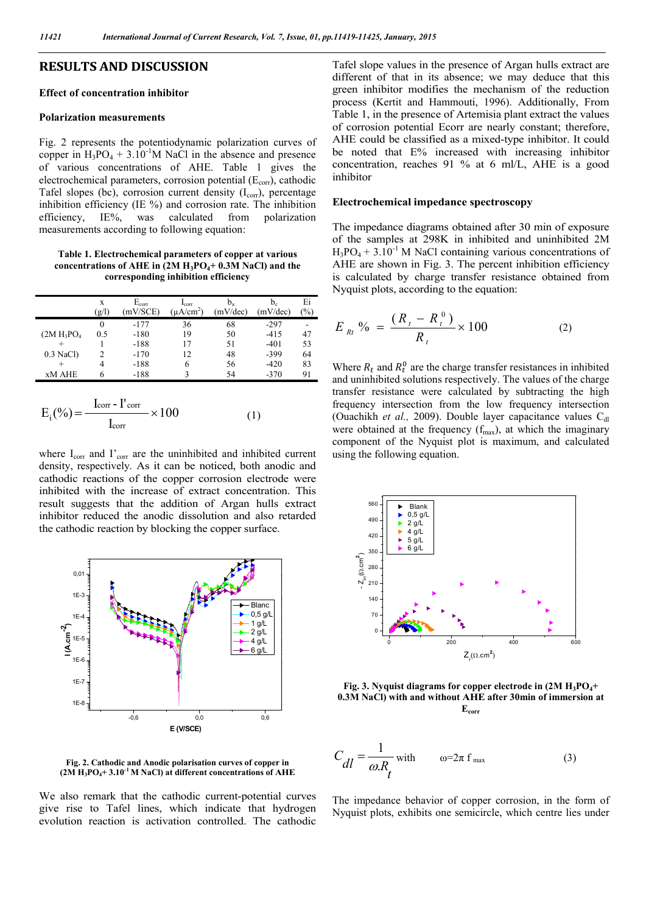## RESULTS AND DISCUSSION

### Effect of concentration inhibitor

### Polarization measurements

Fig. 2 represents the potentiodynamic polarization curves of copper in $H_3PO_4$ + $3.10^{-1}$M NaCl in the absence and presence of various concentrations of AHE. Table 1 gives the electrochemical parameters, corrosion potential ($E_{corr}$), cathodic Tafel slopes (bc), corrosion current density ($I_{corr}$), percentage inhibition efficiency (IE %) and corrosion rate. The inhibition efficiency, IE%, was calculated from polarization measurements according to following equation:

**Table 1. Electrochemical parameters of copper at various concentrations of AHE in (2M $H_3PO_4$+ 0.3M NaCl) and the corresponding inhibition efficiency**

| | x (g/l) | $E_{corr}$ (mV/SCE) | $I_{corr}$ ($\mu A/cm^2$) | $b_a$ (mV/dec) | $b_c$ (mV/dec) | Ei (%) |
|---|---|---|---|---|---|---|
| | 0 | -177 | 36 | 68 | -297 | - |
| (2M $H_3PO_4$ | 0.5 | -180 | 19 | 50 | -415 | 47 |
| + | 1 | -188 | 17 | 51 | -401 | 53 |
| 0.3 NaCl) | 2 | -170 | 12 | 48 | -399 | 64 |
| + | 4 | -188 | 6 | 56 | -420 | 83 |
| xM AHE | 6 | -188 | 3 | 54 | -370 | 91 |

$$E_i(\%) = \frac{I_{corr} - I'_{corr}}{I_{corr}} \times 100 \qquad (1)$$

where $I_{corr}$ and $I'_{corr}$ are the uninhibited and inhibited current density, respectively. As it can be noticed, both anodic and cathodic reactions of the copper corrosion electrode were inhibited with the increase of extract concentration. This result suggests that the addition of Argan hulls extract inhibitor reduced the anodic dissolution and also retarded the cathodic reaction by blocking the copper surface.

**Fig. 2. Cathodic and Anodic polarisation curves of copper in (2M $H_3PO_4$+ $3.10^{-1}$ M NaCl) at different concentrations of AHE**

We also remark that the cathodic current-potential curves give rise to Tafel lines, which indicate that hydrogen evolution reaction is activation controlled. The cathodic Tafel slope values in the presence of Argan hulls extract are different of that in its absence; we may deduce that this green inhibitor modifies the mechanism of the reduction process (Kertit and Hammouti, 1996). Additionally, From Table 1, in the presence of Artemisia plant extract the values of corrosion potential Ecorr are nearly constant; therefore, AHE could be classified as a mixed-type inhibitor. It could be noted that E% increased with increasing inhibitor concentration, reaches 91 % at 6 ml/L, AHE is a good inhibitor

### Electrochemical impedance spectroscopy

The impedance diagrams obtained after 30 min of exposure of the samples at 298K in inhibited and uninhibited 2M $H_3PO_4$ + $3.10^{-1}$ M NaCl containing various concentrations of AHE are shown in Fig. 3. The percent inhibition efficiency is calculated by charge transfer resistance obtained from Nyquist plots, according to the equation:

$$E_{Rt}\% = \frac{(R_t - R_t^0)}{R_t} \times 100 \qquad (2)$$

Where $R_t$ and $R_t^0$ are the charge transfer resistances in inhibited and uninhibited solutions respectively. The values of the charge transfer resistance were calculated by subtracting the high frequency intersection from the low frequency intersection (Ouachikh *et al.,* 2009). Double layer capacitance values $C_{dl}$ were obtained at the frequency ($f_{max}$), at which the imaginary component of the Nyquist plot is maximum, and calculated using the following equation.

**Fig. 3. Nyquist diagrams for copper electrode in (2M $H_3PO_4$+ 0.3M NaCl) with and without AHE after 30min of immersion at $E_{corr}$**

$$C_{dl} = \frac{1}{\omega . R_t} \text{ with } \qquad \omega = 2\pi f_{max} \qquad (3)$$

The impedance behavior of copper corrosion, in the form of Nyquist plots, exhibits one semicircle, which centre lies under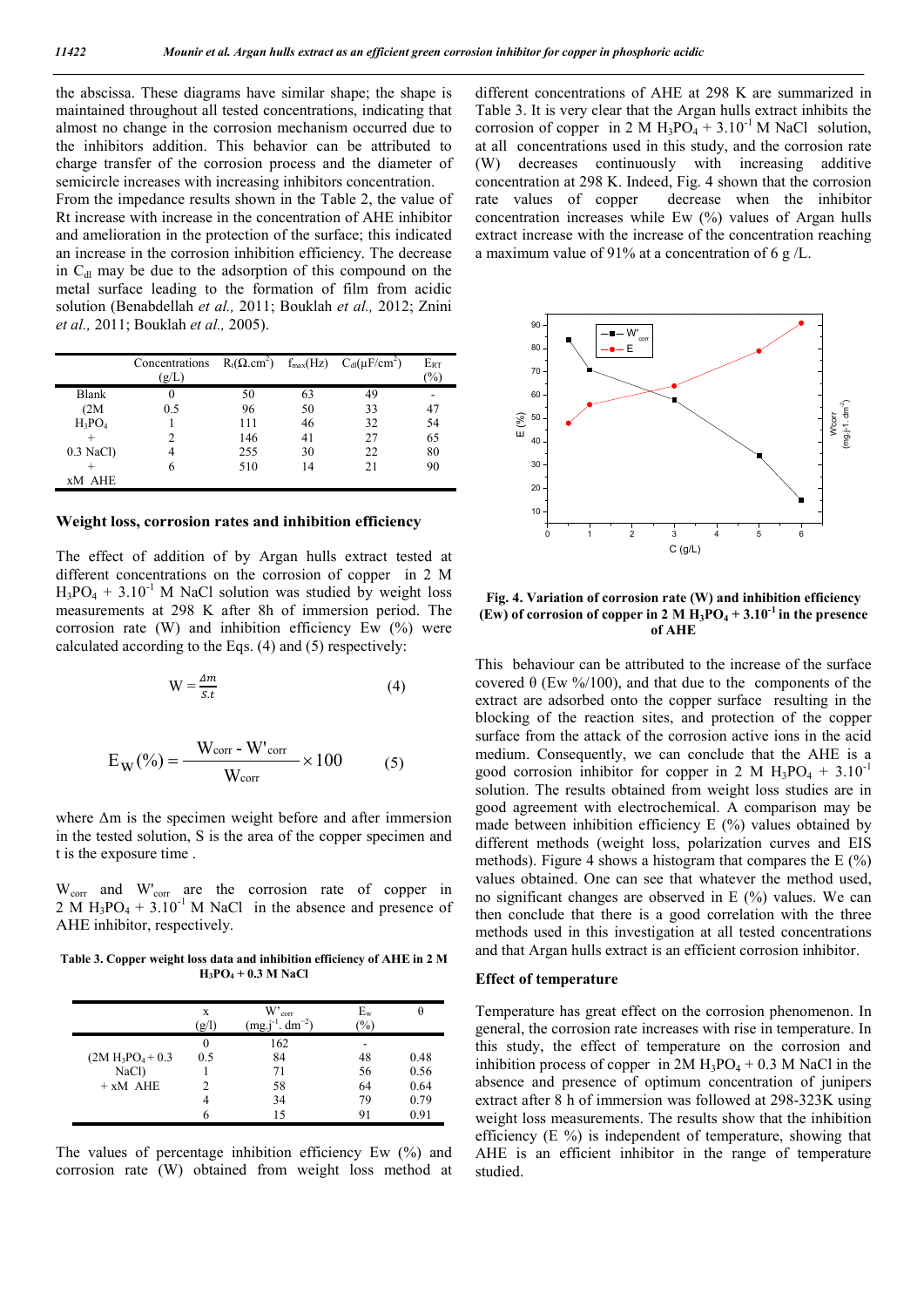the abscissa. These diagrams have similar shape; the shape is maintained throughout all tested concentrations, indicating that almost no change in the corrosion mechanism occurred due to the inhibitors addition. This behavior can be attributed to charge transfer of the corrosion process and the diameter of semicircle increases with increasing inhibitors concentration.

From the impedance results shown in the Table 2, the value of Rt increase with increase in the concentration of AHE inhibitor and amelioration in the protection of the surface; this indicated an increase in the corrosion inhibition efficiency. The decrease in $C_{dl}$ may be due to the adsorption of this compound on the metal surface leading to the formation of film from acidic solution (Benabdellah *et al.,* 2011; Bouklah *et al.,* 2012; Znini *et al.,* 2011; Bouklah *et al.,* 2005).

| | Concentrations (g/L) | $R_t(\Omega.cm^2)$ | $f_{max}$(Hz) | $C_{dl}(\mu F/cm^2)$ | $E_{RT}$ (%) |
|---|---|---|---|---|---|
| Blank | 0 | 50 | 63 | 49 | - |
| (2M | 0.5 | 96 | 50 | 33 | 47 |
| $H_3PO_4$ | 1 | 111 | 46 | 32 | 54 |
| + | 2 | 146 | 41 | 27 | 65 |
| 0.3 NaCl) | 4 | 255 | 30 | 22 | 80 |
| + | 6 | 510 | 14 | 21 | 90 |
| xM AHE | | | | | |

### Weight loss, corrosion rates and inhibition efficiency

The effect of addition of by Argan hulls extract tested at different concentrations on the corrosion of copper in 2 M $H_3PO_4$ + $3.10^{-1}$ M NaCl solution was studied by weight loss measurements at 298 K after 8h of immersion period. The corrosion rate (W) and inhibition efficiency Ew (%) were calculated according to the Eqs. (4) and (5) respectively:

$$W = \frac{\Delta m}{S.t} \quad (4)$$

$$E_W(\%) = \frac{W_{corr} - W'_{corr}}{W_{corr}} \times 100 \quad (5)$$

where Δm is the specimen weight before and after immersion in the tested solution, S is the area of the copper specimen and t is the exposure time .

$W_{corr}$ and $W'_{corr}$ are the corrosion rate of copper in 2 M $H_3PO_4$ + $3.10^{-1}$ M NaCl in the absence and presence of AHE inhibitor, respectively.

**Table 3. Copper weight loss data and inhibition efficiency of AHE in 2 M $H_3PO_4$ + 0.3 M NaCl**

| | x (g/l) | $W'_{corr}$ ($mg.j^{-1}.dm^{-2}$) | $E_w$ (%) | θ |
|---|---|---|---|---|
| | 0 | 162 | - | |
| (2M $H_3PO_4$ + 0.3 | 0.5 | 84 | 48 | 0.48 |
| NaCl) | 1 | 71 | 56 | 0.56 |
| + xM AHE | 2 | 58 | 64 | 0.64 |
| | 4 | 34 | 79 | 0.79 |
| | 6 | 15 | 91 | 0.91 |

The values of percentage inhibition efficiency Ew (%) and corrosion rate (W) obtained from weight loss method at different concentrations of AHE at 298 K are summarized in Table 3. It is very clear that the Argan hulls extract inhibits the corrosion of copper in 2 M $H_3PO_4$ + $3.10^{-1}$ M NaCl solution, at all concentrations used in this study, and the corrosion rate (W) decreases continuously with increasing additive concentration at 298 K. Indeed, Fig. 4 shown that the corrosion rate values of copper decrease when the inhibitor concentration increases while Ew (%) values of Argan hulls extract increase with the increase of the concentration reaching a maximum value of 91% at a concentration of 6 g /L.

**Fig. 4. Variation of corrosion rate (W) and inhibition efficiency (Ew) of corrosion of copper in 2 M $H_3PO_4$ + $3.10^{-1}$ in the presence of AHE**

This behaviour can be attributed to the increase of the surface covered θ (Ew %/100), and that due to the components of the extract are adsorbed onto the copper surface resulting in the blocking of the reaction sites, and protection of the copper surface from the attack of the corrosion active ions in the acid medium. Consequently, we can conclude that the AHE is a good corrosion inhibitor for copper in 2 M $H_3PO_4$ + $3.10^{-1}$ solution. The results obtained from weight loss studies are in good agreement with electrochemical. A comparison may be made between inhibition efficiency E (%) values obtained by different methods (weight loss, polarization curves and EIS methods). Figure 4 shows a histogram that compares the E (%) values obtained. One can see that whatever the method used, no significant changes are observed in E (%) values. We can then conclude that there is a good correlation with the three methods used in this investigation at all tested concentrations and that Argan hulls extract is an efficient corrosion inhibitor.

### Effect of temperature

Temperature has great effect on the corrosion phenomenon. In general, the corrosion rate increases with rise in temperature. In this study, the effect of temperature on the corrosion and inhibition process of copper in 2M $H_3PO_4$ + 0.3 M NaCl in the absence and presence of optimum concentration of junipers extract after 8 h of immersion was followed at 298-323K using weight loss measurements. The results show that the inhibition efficiency (E %) is independent of temperature, showing that AHE is an efficient inhibitor in the range of temperature studied.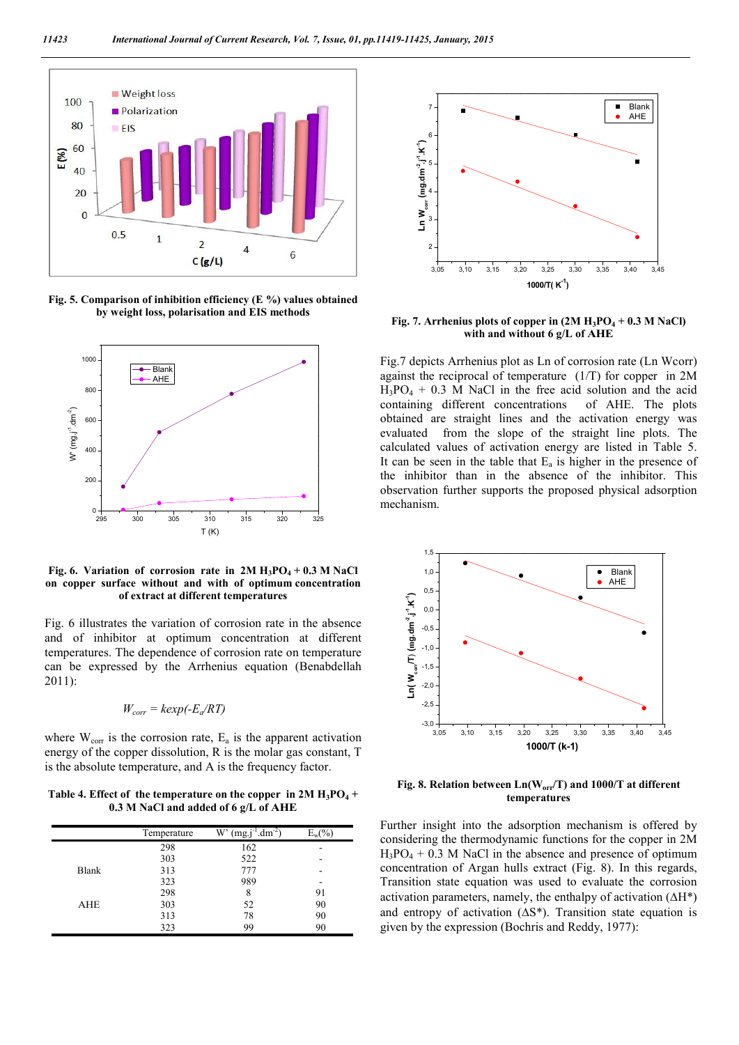**Fig. 5. Comparison of inhibition efficiency (E %) values obtained by weight loss, polarisation and EIS methods**

**Fig. 6. Variation of corrosion rate in 2M $H_3PO_4$ + 0.3 M NaCl on copper surface without and with of optimum concentration of extract at different temperatures**

Fig. 6 illustrates the variation of corrosion rate in the absence and of inhibitor at optimum concentration at different temperatures. The dependence of corrosion rate on temperature can be expressed by the Arrhenius equation (Benabdellah 2011):

$$W_{corr} = k\exp(-E_a/RT)$$

where $W_{corr}$ is the corrosion rate, $E_a$ is the apparent activation energy of the copper dissolution, R is the molar gas constant, T is the absolute temperature, and A is the frequency factor.

**Table 4. Effect of the temperature on the copper in 2M $H_3PO_4$ + 0.3 M NaCl and added of 6 g/L of AHE**

| | Temperature | W' ($mg.j^{-1}.dm^{-2}$) | $E_w$(%) |
|---|---|---|---|
| Blank | 298 | 162 | - |
| | 303 | 522 | - |
| | 313 | 777 | - |
| | 323 | 989 | - |
| AHE | 298 | 8 | 91 |
| | 303 | 52 | 90 |
| | 313 | 78 | 90 |
| | 323 | 99 | 90 |

**Fig. 7. Arrhenius plots of copper in (2M $H_3PO_4$ + 0.3 M NaCl) with and without 6 g/L of AHE**

Fig.7 depicts Arrhenius plot as Ln of corrosion rate (Ln Wcorr) against the reciprocal of temperature (1/T) for copper in 2M $H_3PO_4$ + 0.3 M NaCl in the free acid solution and the acid containing different concentrations of AHE. The plots obtained are straight lines and the activation energy was evaluated from the slope of the straight line plots. The calculated values of activation energy are listed in Table 5. It can be seen in the table that $E_a$ is higher in the presence of the inhibitor than in the absence of the inhibitor. This observation further supports the proposed physical adsorption mechanism.

**Fig. 8. Relation between Ln($W_{orr}$/T) and 1000/T at different temperatures**

Further insight into the adsorption mechanism is offered by considering the thermodynamic functions for the copper in 2M $H_3PO_4$ + 0.3 M NaCl in the absence and presence of optimum concentration of Argan hulls extract (Fig. 8). In this regards, Transition state equation was used to evaluate the corrosion activation parameters, namely, the enthalpy of activation ($\Delta H^*$) and entropy of activation ($\Delta S^*$). Transition state equation is given by the expression (Bochris and Reddy, 1977):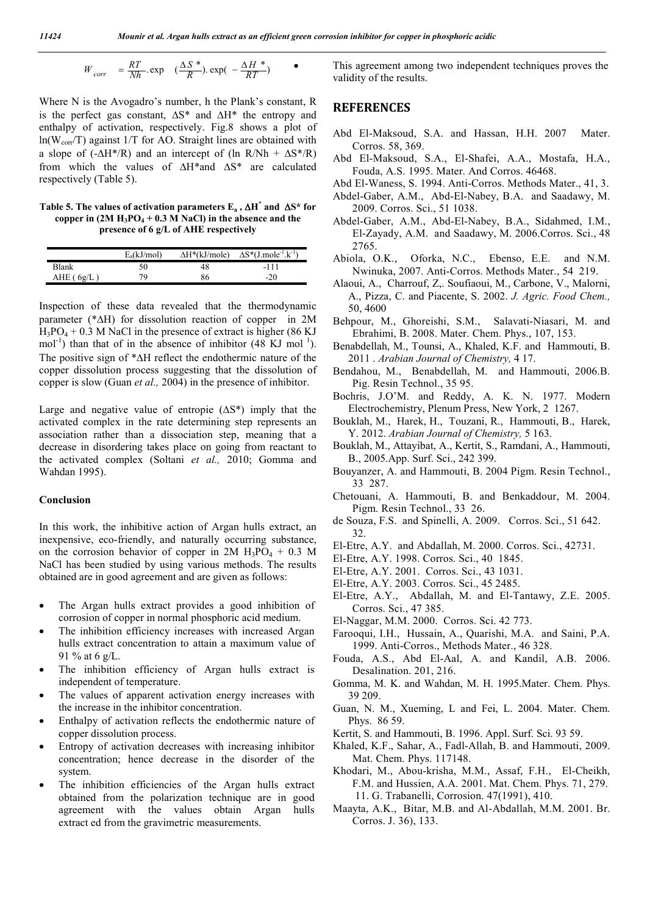$$W_{corr} = \frac{RT}{Nh}.\exp\ (\frac{\Delta S^*}{R}).\exp(-\frac{\Delta H^*}{RT})$$

Where N is the Avogadro's number, h the Plank's constant, R is the perfect gas constant, $\Delta S^*$ and $\Delta H^*$ the entropy and enthalpy of activation, respectively. Fig.8 shows a plot of $\ln(W_{corr}/T)$ against 1/T for AO. Straight lines are obtained with a slope of $(-\Delta H^*/R)$ and an intercept of $(\ln R/Nh + \Delta S^*/R)$ from which the values of $\Delta H^*$and $\Delta S^*$ are calculated respectively (Table 5).

**Table 5. The values of activation parameters $E_a$ , $\Delta H^*$ and $\Delta S^*$ for copper in (2M $H_3PO_4$ + 0.3 M NaCl) in the absence and the presence of 6 g/L of AHE respectively**

| | $E_a$(kJ/mol) | $\Delta H^*$(kJ/mole) | $\Delta S^*$($J.mole^{-1}.k^{-1}$) |
|---|---|---|---|
| Blank | 50 | 48 | -111 |
| AHE ( 6g/L ) | 79 | 86 | -20 |

Inspection of these data revealed that the thermodynamic parameter ($^*\Delta H$) for dissolution reaction of copper in 2M $H_3PO_4$ + 0.3 M NaCl in the presence of extract is higher (86 KJ $mol^{-1}$) than that of in the absence of inhibitor (48 KJ $mol^{-1}$). The positive sign of $^*\Delta H$ reflect the endothermic nature of the copper dissolution process suggesting that the dissolution of copper is slow (Guan *et al.,* 2004) in the presence of inhibitor.

Large and negative value of entropie ($\Delta S^*$) imply that the activated complex in the rate determining step represents an association rather than a dissociation step, meaning that a decrease in disordering takes place on going from reactant to the activated complex (Soltani *et al.,* 2010; Gomma and Wahdan 1995).

### Conclusion

In this work, the inhibitive action of Argan hulls extract, an inexpensive, eco-friendly, and naturally occurring substance, on the corrosion behavior of copper in 2M $H_3PO_4$ + 0.3 M NaCl has been studied by using various methods. The results obtained are in good agreement and are given as follows:

- The Argan hulls extract provides a good inhibition of corrosion of copper in normal phosphoric acid medium.
- The inhibition efficiency increases with increased Argan hulls extract concentration to attain a maximum value of 91 % at 6 g/L.
- The inhibition efficiency of Argan hulls extract is independent of temperature.
- The values of apparent activation energy increases with the increase in the inhibitor concentration.
- Enthalpy of activation reflects the endothermic nature of copper dissolution process.
- Entropy of activation decreases with increasing inhibitor concentration; hence decrease in the disorder of the system.
- The inhibition efficiencies of the Argan hulls extract obtained from the polarization technique are in good agreement with the values obtain Argan hulls extract ed from the gravimetric measurements.

This agreement among two independent techniques proves the validity of the results.

## REFERENCES

Abd El-Maksoud, S.A. and Hassan, H.H. 2007 Mater. Corros. 58, 369.

Abd El-Maksoud, S.A., El-Shafei, A.A., Mostafa, H.A., Fouda, A.S. 1995. Mater. And Corros. 46468.

Abd El-Waness, S. 1994. Anti-Corros. Methods Mater., 41, 3.

Abdel-Gaber, A.M., Abd-El-Nabey, B.A. and Saadawy, M. 2009. Corros. Sci., 51 1038.

Abdel-Gaber, A.M., Abd-El-Nabey, B.A., Sidahmed, I.M., El-Zayady, A.M. and Saadawy, M. 2006.Corros. Sci., 48 2765.

Abiola, O.K., Oforka, N.C., Ebenso, E.E. and N.M. Nwinuka, 2007. Anti-Corros. Methods Mater., 54 219.

Alaoui, A., Charrouf, Z,. Soufiaoui, M., Carbone, V., Malorni, A., Pizza, C. and Piacente, S. 2002. *J. Agric. Food Chem.,* 50, 4600

Behpour, M., Ghoreishi, S.M., Salavati-Niasari, M. and Ebrahimi, B. 2008. Mater. Chem. Phys., 107, 153.

Benabdellah, M., Tounsi, A., Khaled, K.F. and Hammouti, B. 2011 . *Arabian Journal of Chemistry,* 4 17.

Bendahou, M., Benabdellah, M. and Hammouti, 2006.B. Pig. Resin Technol., 35 95.

Bochris, J.O'M. and Reddy, A. K. N. 1977. Modern Electrochemistry, Plenum Press, New York, 2 1267.

Bouklah, M., Harek, H., Touzani, R., Hammouti, B., Harek, Y. 2012. *Arabian Journal of Chemistry,* 5 163.

Bouklah, M., Attayibat, A., Kertit, S., Ramdani, A., Hammouti, B., 2005.App. Surf. Sci., 242 399.

Bouyanzer, A. and Hammouti, B. 2004 Pigm. Resin Technol., 33 287.

Chetouani, A. Hammouti, B. and Benkaddour, M. 2004. Pigm. Resin Technol., 33 26.

de Souza, F.S. and Spinelli, A. 2009. Corros. Sci., 51 642. 32.

El-Etre, A.Y. and Abdallah, M. 2000. Corros. Sci., 42731.

El-Etre, A.Y. 1998. Corros. Sci., 40 1845.

El-Etre, A.Y. 2001. Corros. Sci., 43 1031.

El-Etre, A.Y. 2003. Corros. Sci., 45 2485.

El-Etre, A.Y., Abdallah, M. and El-Tantawy, Z.E. 2005. Corros. Sci., 47 385.

El-Naggar, M.M. 2000. Corros. Sci. 42 773.

Farooqui, I.H., Hussain, A., Quarishi, M.A. and Saini, P.A. 1999. Anti-Corros., Methods Mater., 46 328.

Fouda, A.S., Abd El-Aal, A. and Kandil, A.B. 2006. Desalination. 201, 216.

Gomma, M. K. and Wahdan, M. H. 1995.Mater. Chem. Phys. 39 209.

Guan, N. M., Xueming, L and Fei, L. 2004. Mater. Chem. Phys. 86 59.

Kertit, S. and Hammouti, B. 1996. Appl. Surf. Sci. 93 59.

Khaled, K.F., Sahar, A., Fadl-Allah, B. and Hammouti, 2009. Mat. Chem. Phys. 117148.

Khodari, M., Abou-krisha, M.M., Assaf, F.H., El-Cheikh, F.M. and Hussien, A.A. 2001. Mat. Chem. Phys. 71, 279. 11. G. Trabanelli, Corrosion. 47(1991), 410.

Maayta, A.K., Bitar, M.B. and Al-Abdallah, M.M. 2001. Br. Corros. J. 36), 133.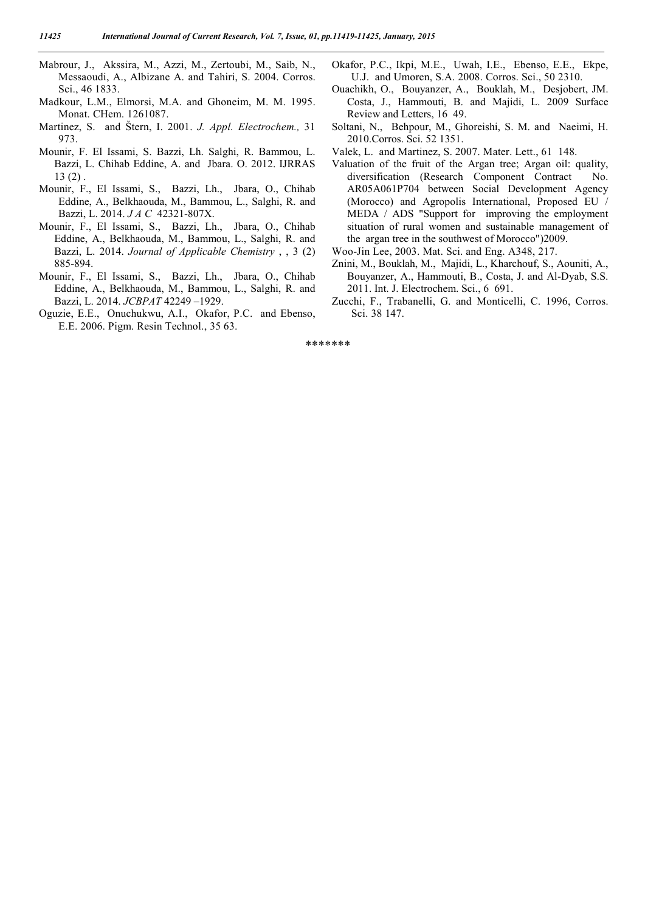Mabrour, J., Akssira, M., Azzi, M., Zertoubi, M., Saib, N., Messaoudi, A., Albizane A. and Tahiri, S. 2004. Corros. Sci., 46 1833.

Madkour, L.M., Elmorsi, M.A. and Ghoneim, M. M. 1995. Monat. CHem. 1261087.

Martinez, S. and Štern, I. 2001. *J. Appl. Electrochem.,* 31 973.

Mounir, F. El Issami, S. Bazzi, Lh. Salghi, R. Bammou, L. Bazzi, L. Chihab Eddine, A. and Jbara. O. 2012. IJRRAS 13 (2) .

Mounir, F., El Issami, S., Bazzi, Lh., Jbara, O., Chihab Eddine, A., Belkhaouda, M., Bammou, L., Salghi, R. and Bazzi, L. 2014. *J A C* 42321-807X.

Mounir, F., El Issami, S., Bazzi, Lh., Jbara, O., Chihab Eddine, A., Belkhaouda, M., Bammou, L., Salghi, R. and Bazzi, L. 2014. *Journal of Applicable Chemistry* , , 3 (2) 885-894.

Mounir, F., El Issami, S., Bazzi, Lh., Jbara, O., Chihab Eddine, A., Belkhaouda, M., Bammou, L., Salghi, R. and Bazzi, L. 2014. *JCBPAT* 42249 –1929.

Oguzie, E.E., Onuchukwu, A.I., Okafor, P.C. and Ebenso, E.E. 2006. Pigm. Resin Technol., 35 63.

Okafor, P.C., Ikpi, M.E., Uwah, I.E., Ebenso, E.E., Ekpe, U.J. and Umoren, S.A. 2008. Corros. Sci., 50 2310.

Ouachikh, O., Bouyanzer, A., Bouklah, M., Desjobert, JM. Costa, J., Hammouti, B. and Majidi, L. 2009 Surface Review and Letters, 16 49.

Soltani, N., Behpour, M., Ghoreishi, S. M. and Naeimi, H. 2010.Corros. Sci. 52 1351.

Valek, L. and Martinez, S. 2007. Mater. Lett., 61 148.

Valuation of the fruit of the Argan tree; Argan oil: quality, diversification (Research Component Contract No. AR05A061P704 between Social Development Agency (Morocco) and Agropolis International, Proposed EU / MEDA / ADS "Support for improving the employment situation of rural women and sustainable management of the argan tree in the southwest of Morocco")2009.

Woo-Jin Lee, 2003. Mat. Sci. and Eng. A348, 217.

Znini, M., Bouklah, M., Majidi, L., Kharchouf, S., Aouniti, A., Bouyanzer, A., Hammouti, B., Costa, J. and Al-Dyab, S.S. 2011. Int. J. Electrochem. Sci., 6 691.

Zucchi, F., Trabanelli, G. and Monticelli, C. 1996, Corros. Sci. 38 147.

*******